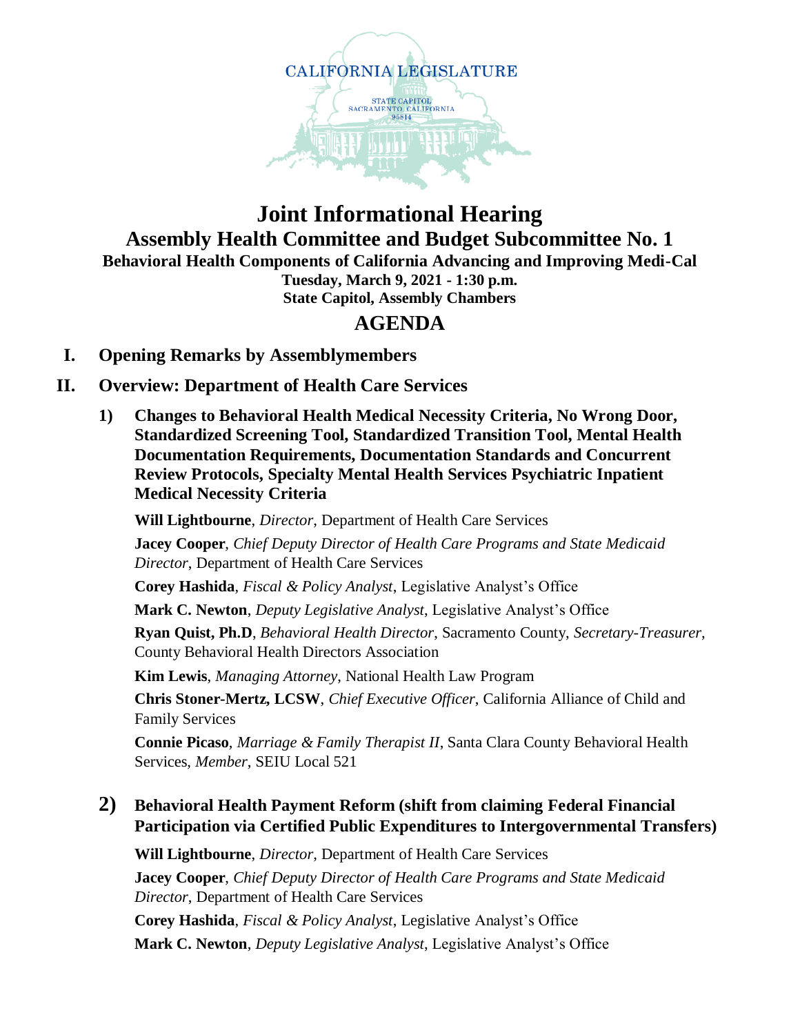CALIFORNIA LEGISLATURE

STATE CAPITOL
SACRAMENTO, CALIFORNIA
95814

# Joint Informational Hearing

## Assembly Health Committee and Budget Subcommittee No. 1

**Behavioral Health Components of California Advancing and Improving Medi-Cal**

**Tuesday, March 9, 2021 - 1:30 p.m.**

**State Capitol, Assembly Chambers**

## AGENDA

### I. Opening Remarks by Assemblymembers

### II. Overview: Department of Health Care Services

**1) Changes to Behavioral Health Medical Necessity Criteria, No Wrong Door, Standardized Screening Tool, Standardized Transition Tool, Mental Health Documentation Requirements, Documentation Standards and Concurrent Review Protocols, Specialty Mental Health Services Psychiatric Inpatient Medical Necessity Criteria**

**Will Lightbourne**, *Director*, Department of Health Care Services

**Jacey Cooper**, *Chief Deputy Director of Health Care Programs and State Medicaid Director*, Department of Health Care Services

**Corey Hashida**, *Fiscal & Policy Analyst*, Legislative Analyst's Office

**Mark C. Newton**, *Deputy Legislative Analyst*, Legislative Analyst's Office

**Ryan Quist, Ph.D**, *Behavioral Health Director*, Sacramento County, *Secretary-Treasurer*, County Behavioral Health Directors Association

**Kim Lewis**, *Managing Attorney*, National Health Law Program

**Chris Stoner-Mertz, LCSW**, *Chief Executive Officer*, California Alliance of Child and Family Services

**Connie Picaso**, *Marriage & Family Therapist II*, Santa Clara County Behavioral Health Services, *Member*, SEIU Local 521

**2) Behavioral Health Payment Reform (shift from claiming Federal Financial Participation via Certified Public Expenditures to Intergovernmental Transfers)**

**Will Lightbourne**, *Director*, Department of Health Care Services

**Jacey Cooper**, *Chief Deputy Director of Health Care Programs and State Medicaid Director*, Department of Health Care Services

**Corey Hashida**, *Fiscal & Policy Analyst*, Legislative Analyst's Office

**Mark C. Newton**, *Deputy Legislative Analyst*, Legislative Analyst's Office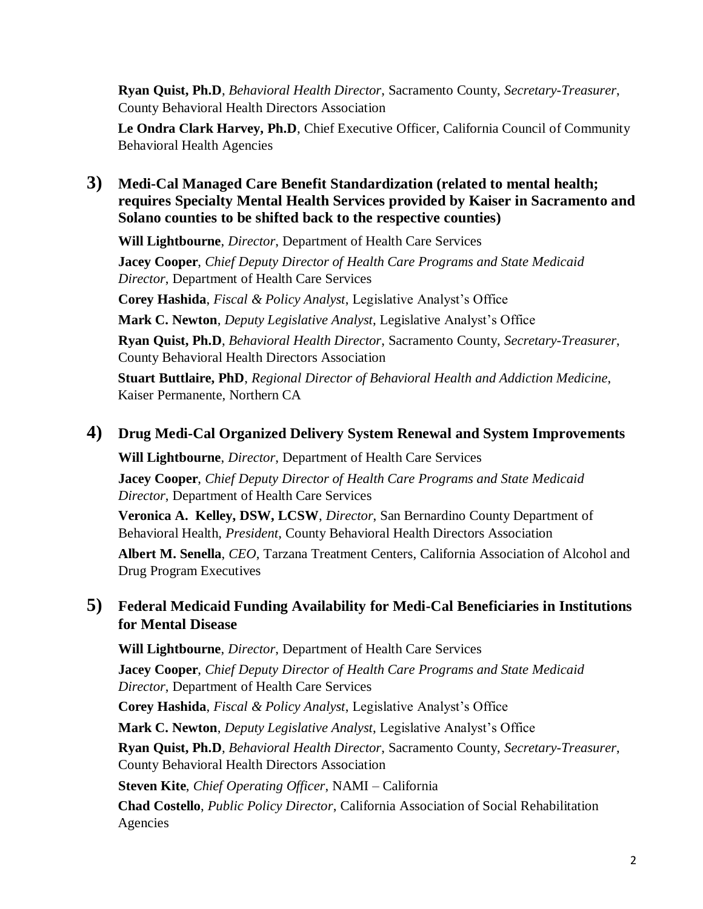**Ryan Quist, Ph.D**, *Behavioral Health Director*, Sacramento County, *Secretary-Treasurer*, County Behavioral Health Directors Association

**Le Ondra Clark Harvey, Ph.D**, Chief Executive Officer, California Council of Community Behavioral Health Agencies

## 3) Medi-Cal Managed Care Benefit Standardization (related to mental health; requires Specialty Mental Health Services provided by Kaiser in Sacramento and Solano counties to be shifted back to the respective counties)

**Will Lightbourne**, *Director*, Department of Health Care Services

**Jacey Cooper**, *Chief Deputy Director of Health Care Programs and State Medicaid Director*, Department of Health Care Services

**Corey Hashida**, *Fiscal & Policy Analyst*, Legislative Analyst's Office

**Mark C. Newton**, *Deputy Legislative Analyst*, Legislative Analyst's Office

**Ryan Quist, Ph.D**, *Behavioral Health Director*, Sacramento County, *Secretary-Treasurer*, County Behavioral Health Directors Association

**Stuart Buttlaire, PhD**, *Regional Director of Behavioral Health and Addiction Medicine*, Kaiser Permanente, Northern CA

## 4) Drug Medi-Cal Organized Delivery System Renewal and System Improvements

**Will Lightbourne**, *Director*, Department of Health Care Services

**Jacey Cooper**, *Chief Deputy Director of Health Care Programs and State Medicaid Director*, Department of Health Care Services

**Veronica A. Kelley, DSW, LCSW**, *Director*, San Bernardino County Department of Behavioral Health, *President*, County Behavioral Health Directors Association

**Albert M. Senella**, *CEO*, Tarzana Treatment Centers, California Association of Alcohol and Drug Program Executives

## 5) Federal Medicaid Funding Availability for Medi-Cal Beneficiaries in Institutions for Mental Disease

**Will Lightbourne**, *Director*, Department of Health Care Services

**Jacey Cooper**, *Chief Deputy Director of Health Care Programs and State Medicaid Director*, Department of Health Care Services

**Corey Hashida**, *Fiscal & Policy Analyst*, Legislative Analyst's Office

**Mark C. Newton**, *Deputy Legislative Analyst*, Legislative Analyst's Office

**Ryan Quist, Ph.D**, *Behavioral Health Director*, Sacramento County, *Secretary-Treasurer*, County Behavioral Health Directors Association

**Steven Kite**, *Chief Operating Officer*, NAMI – California

**Chad Costello**, *Public Policy Director*, California Association of Social Rehabilitation Agencies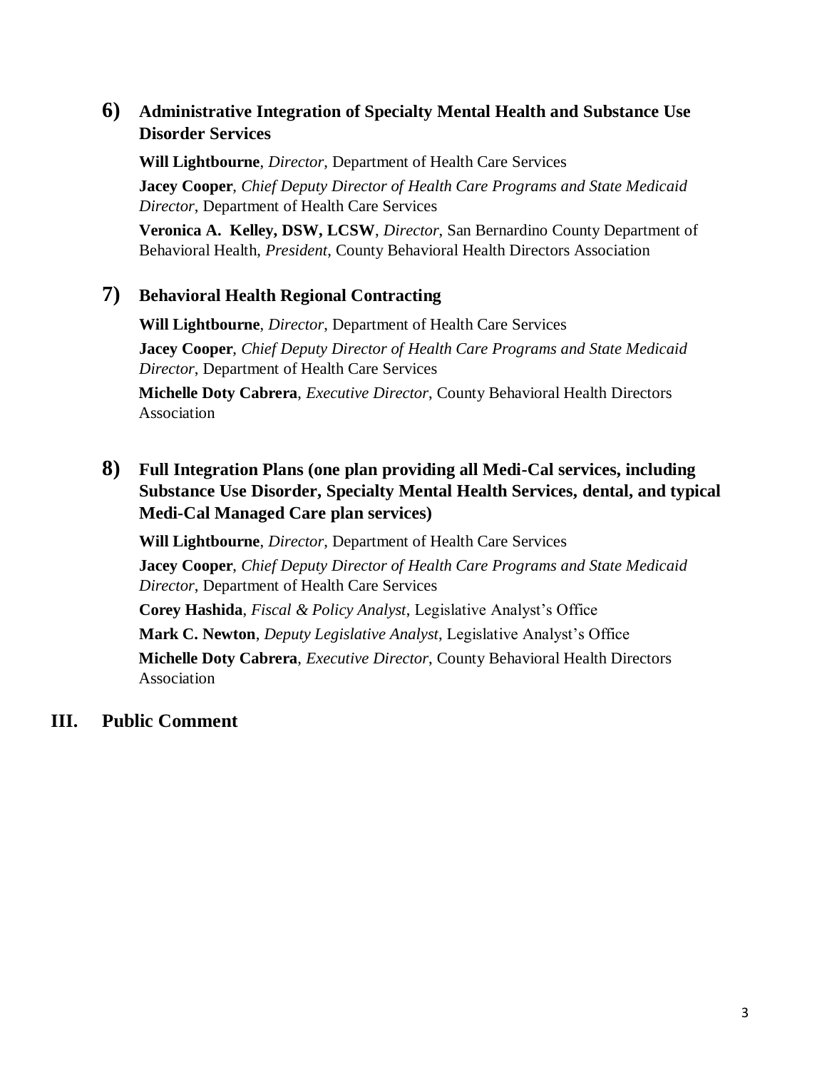### 6) Administrative Integration of Specialty Mental Health and Substance Use Disorder Services

**Will Lightbourne**, *Director*, Department of Health Care Services

**Jacey Cooper**, *Chief Deputy Director of Health Care Programs and State Medicaid Director*, Department of Health Care Services

**Veronica A. Kelley, DSW, LCSW**, *Director*, San Bernardino County Department of Behavioral Health, *President*, County Behavioral Health Directors Association

### 7) Behavioral Health Regional Contracting

**Will Lightbourne**, *Director*, Department of Health Care Services

**Jacey Cooper**, *Chief Deputy Director of Health Care Programs and State Medicaid Director*, Department of Health Care Services

**Michelle Doty Cabrera**, *Executive Director*, County Behavioral Health Directors Association

### 8) Full Integration Plans (one plan providing all Medi-Cal services, including Substance Use Disorder, Specialty Mental Health Services, dental, and typical Medi-Cal Managed Care plan services)

**Will Lightbourne**, *Director*, Department of Health Care Services

**Jacey Cooper**, *Chief Deputy Director of Health Care Programs and State Medicaid Director*, Department of Health Care Services

**Corey Hashida**, *Fiscal & Policy Analyst*, Legislative Analyst's Office

**Mark C. Newton**, *Deputy Legislative Analyst*, Legislative Analyst's Office

**Michelle Doty Cabrera**, *Executive Director*, County Behavioral Health Directors Association

## III. Public Comment